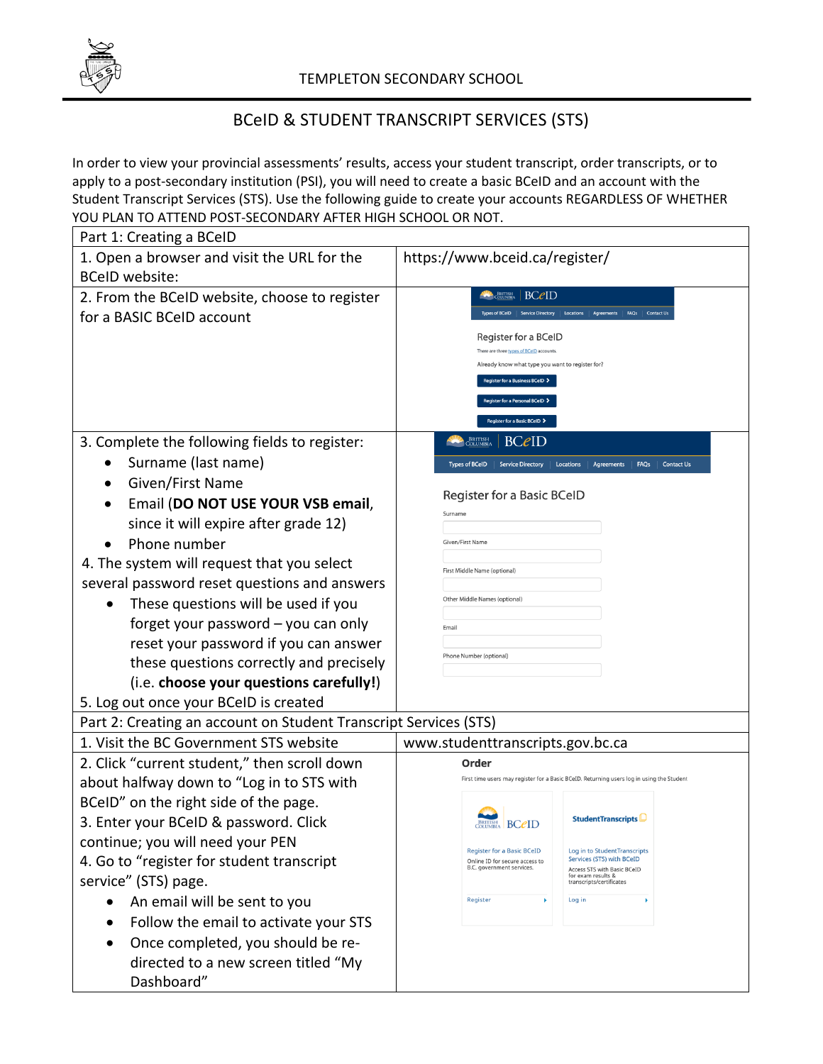TEMPLETON SECONDARY SCHOOL

# BCeID & STUDENT TRANSCRIPT SERVICES (STS)

In order to view your provincial assessments' results, access your student transcript, order transcripts, or to apply to a post-secondary institution (PSI), you will need to create a basic BCeID and an account with the Student Transcript Services (STS). Use the following guide to create your accounts REGARDLESS OF WHETHER YOU PLAN TO ATTEND POST-SECONDARY AFTER HIGH SCHOOL OR NOT.

| Part 1: Creating a BCeID | |
|---|---|
| 1. Open a browser and visit the URL for the BCeID website: | https://www.bceid.ca/register/ |
| 2. From the BCeID website, choose to register for a BASIC BCeID account | BCeID — Register for a BCeID. There are three types of BCeID accounts. Already know what type you want to register for? Register for a Business BCeID · Register for a Personal BCeID · Register for a Basic BCeID |
| 3. Complete the following fields to register:<br>• Surname (last name)<br>• Given/First Name<br>• Email (**DO NOT USE YOUR VSB email**, since it will expire after grade 12)<br>• Phone number<br>4. The system will request that you select several password reset questions and answers<br>• These questions will be used if you forget your password – you can only reset your password if you can answer these questions correctly and precisely (i.e. **choose your questions carefully!**)<br>5. Log out once your BCeID is created | BCeID — Register for a Basic BCeID: Surname · Given/First Name · First Middle Name (optional) · Other Middle Names (optional) · Email · Phone Number (optional) |
| **Part 2: Creating an account on Student Transcript Services (STS)** | |
| 1. Visit the BC Government STS website | www.studenttranscripts.gov.bc.ca |
| 2. Click "current student," then scroll down about halfway down to "Log in to STS with BCeID" on the right side of the page.<br>3. Enter your BCeID & password. Click continue; you will need your PEN<br>4. Go to "register for student transcript service" (STS) page.<br>• An email will be sent to you<br>• Follow the email to activate your STS<br>• Once completed, you should be re-directed to a new screen titled "My Dashboard" | **Order** — First time users may register for a Basic BCeID. Returning users log in using the Student... BCeID: Register for a Basic BCeID — Online ID for secure access to B.C. government services. Register · StudentTranscripts: Log in to StudentTranscripts Services (STS) with BCeID — Access STS with Basic BCeID for exam results & transcripts/certificates. Log in |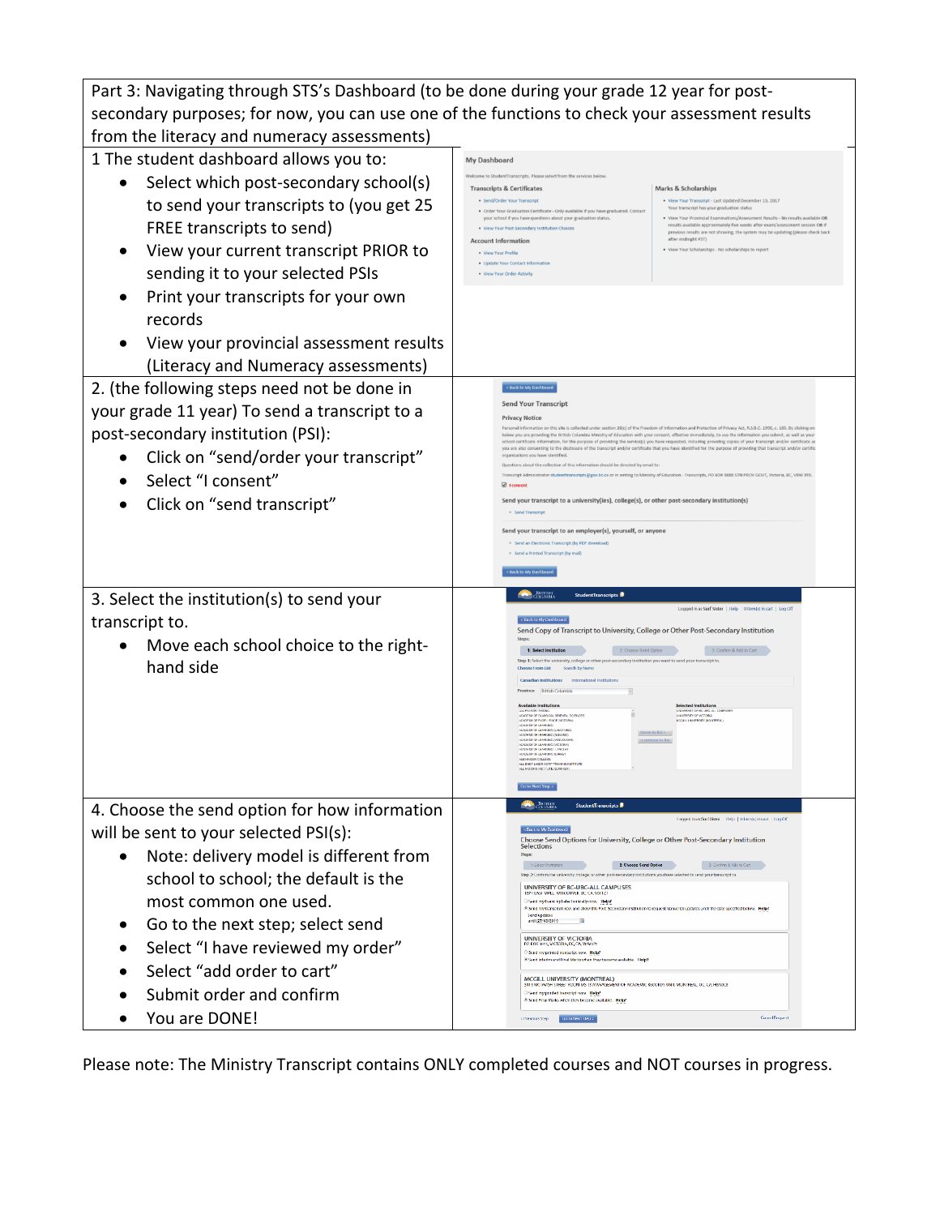| Part 3: Navigating through STS's Dashboard (to be done during your grade 12 year for post-secondary purposes; for now, you can use one of the functions to check your assessment results from the literacy and numeracy assessments) | |
|---|---|
| 1 The student dashboard allows you to:<br>• Select which post-secondary school(s) to send your transcripts to (you get 25 FREE transcripts to send)<br>• View your current transcript PRIOR to sending it to your selected PSIs<br>• Print your transcripts for your own records<br>• View your provincial assessment results (Literacy and Numeracy assessments) | |
| 2. (the following steps need not be done in your grade 11 year) To send a transcript to a post-secondary institution (PSI):<br>• Click on "send/order your transcript"<br>• Select "I consent"<br>• Click on "send transcript" | |
| 3. Select the institution(s) to send your transcript to.<br>• Move each school choice to the right-hand side | |
| 4. Choose the send option for how information will be sent to your selected PSI(s):<br>• Note: delivery model is different from school to school; the default is the most common one used.<br>• Go to the next step; select send<br>• Select "I have reviewed my order"<br>• Select "add order to cart"<br>• Submit order and confirm<br>• You are DONE! | |

Please note: The Ministry Transcript contains ONLY completed courses and NOT courses in progress.